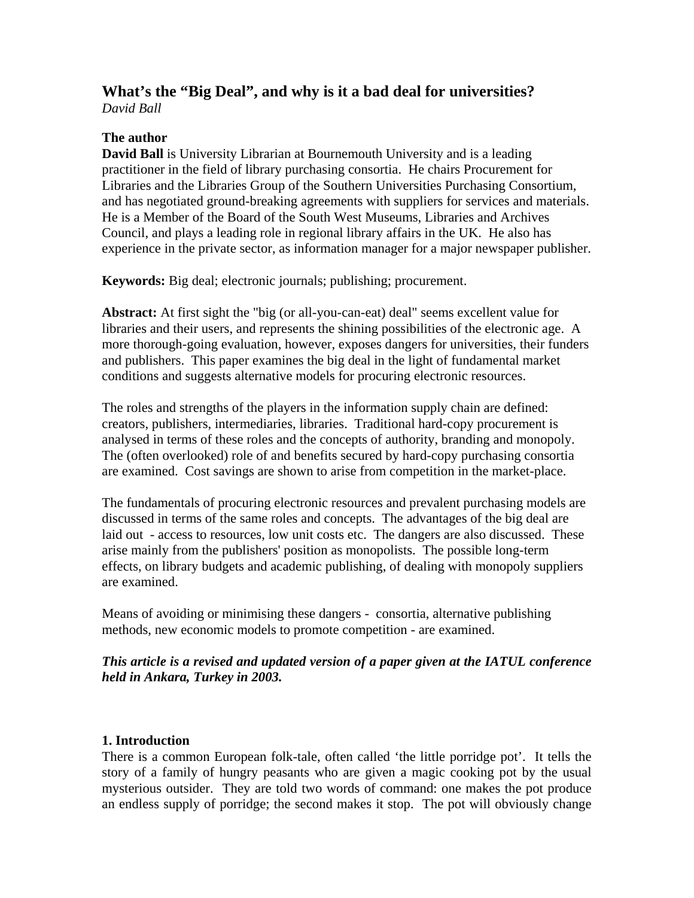# What's the "Big Deal", and why is it a bad deal for universities?

*David Ball*

**The author**

**David Ball** is University Librarian at Bournemouth University and is a leading practitioner in the field of library purchasing consortia. He chairs Procurement for Libraries and the Libraries Group of the Southern Universities Purchasing Consortium, and has negotiated ground-breaking agreements with suppliers for services and materials. He is a Member of the Board of the South West Museums, Libraries and Archives Council, and plays a leading role in regional library affairs in the UK. He also has experience in the private sector, as information manager for a major newspaper publisher.

**Keywords:** Big deal; electronic journals; publishing; procurement.

**Abstract:** At first sight the "big (or all-you-can-eat) deal" seems excellent value for libraries and their users, and represents the shining possibilities of the electronic age. A more thorough-going evaluation, however, exposes dangers for universities, their funders and publishers. This paper examines the big deal in the light of fundamental market conditions and suggests alternative models for procuring electronic resources.

The roles and strengths of the players in the information supply chain are defined: creators, publishers, intermediaries, libraries. Traditional hard-copy procurement is analysed in terms of these roles and the concepts of authority, branding and monopoly. The (often overlooked) role of and benefits secured by hard-copy purchasing consortia are examined. Cost savings are shown to arise from competition in the market-place.

The fundamentals of procuring electronic resources and prevalent purchasing models are discussed in terms of the same roles and concepts. The advantages of the big deal are laid out - access to resources, low unit costs etc. The dangers are also discussed. These arise mainly from the publishers' position as monopolists. The possible long-term effects, on library budgets and academic publishing, of dealing with monopoly suppliers are examined.

Means of avoiding or minimising these dangers - consortia, alternative publishing methods, new economic models to promote competition - are examined.

***This article is a revised and updated version of a paper given at the IATUL conference held in Ankara, Turkey in 2003.***

## 1. Introduction

There is a common European folk-tale, often called 'the little porridge pot'. It tells the story of a family of hungry peasants who are given a magic cooking pot by the usual mysterious outsider. They are told two words of command: one makes the pot produce an endless supply of porridge; the second makes it stop. The pot will obviously change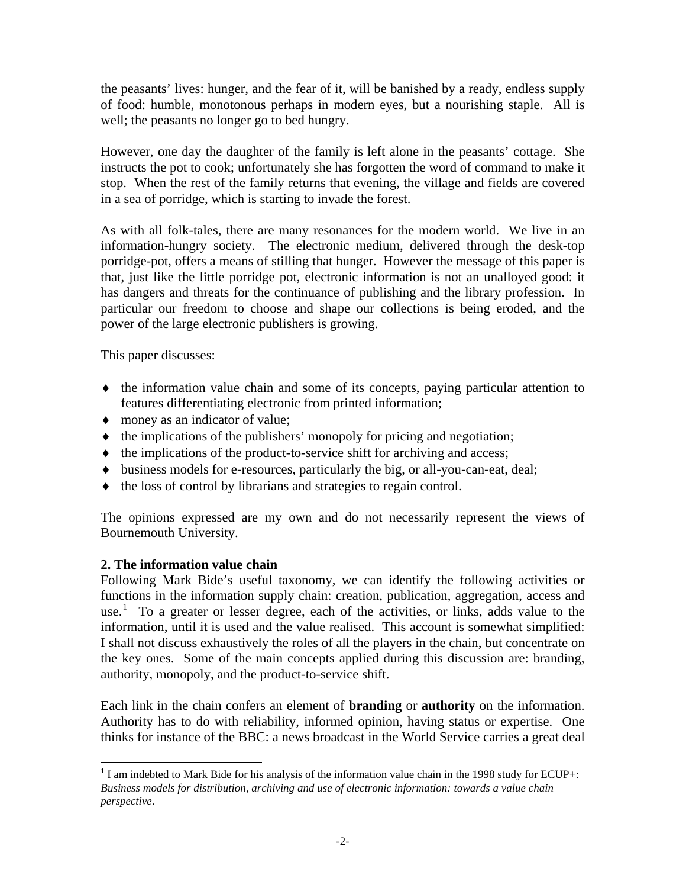the peasants' lives: hunger, and the fear of it, will be banished by a ready, endless supply of food: humble, monotonous perhaps in modern eyes, but a nourishing staple. All is well; the peasants no longer go to bed hungry.

However, one day the daughter of the family is left alone in the peasants' cottage. She instructs the pot to cook; unfortunately she has forgotten the word of command to make it stop. When the rest of the family returns that evening, the village and fields are covered in a sea of porridge, which is starting to invade the forest.

As with all folk-tales, there are many resonances for the modern world. We live in an information-hungry society. The electronic medium, delivered through the desk-top porridge-pot, offers a means of stilling that hunger. However the message of this paper is that, just like the little porridge pot, electronic information is not an unalloyed good: it has dangers and threats for the continuance of publishing and the library profession. In particular our freedom to choose and shape our collections is being eroded, and the power of the large electronic publishers is growing.

This paper discusses:

- the information value chain and some of its concepts, paying particular attention to features differentiating electronic from printed information;
- money as an indicator of value;
- the implications of the publishers' monopoly for pricing and negotiation;
- the implications of the product-to-service shift for archiving and access;
- business models for e-resources, particularly the big, or all-you-can-eat, deal;
- the loss of control by librarians and strategies to regain control.

The opinions expressed are my own and do not necessarily represent the views of Bournemouth University.

## 2. The information value chain

Following Mark Bide's useful taxonomy, we can identify the following activities or functions in the information supply chain: creation, publication, aggregation, access and use.[1] To a greater or lesser degree, each of the activities, or links, adds value to the information, until it is used and the value realised. This account is somewhat simplified: I shall not discuss exhaustively the roles of all the players in the chain, but concentrate on the key ones. Some of the main concepts applied during this discussion are: branding, authority, monopoly, and the product-to-service shift.

Each link in the chain confers an element of **branding** or **authority** on the information. Authority has to do with reliability, informed opinion, having status or expertise. One thinks for instance of the BBC: a news broadcast in the World Service carries a great deal

[1] I am indebted to Mark Bide for his analysis of the information value chain in the 1998 study for ECUP+: *Business models for distribution, archiving and use of electronic information: towards a value chain perspective*.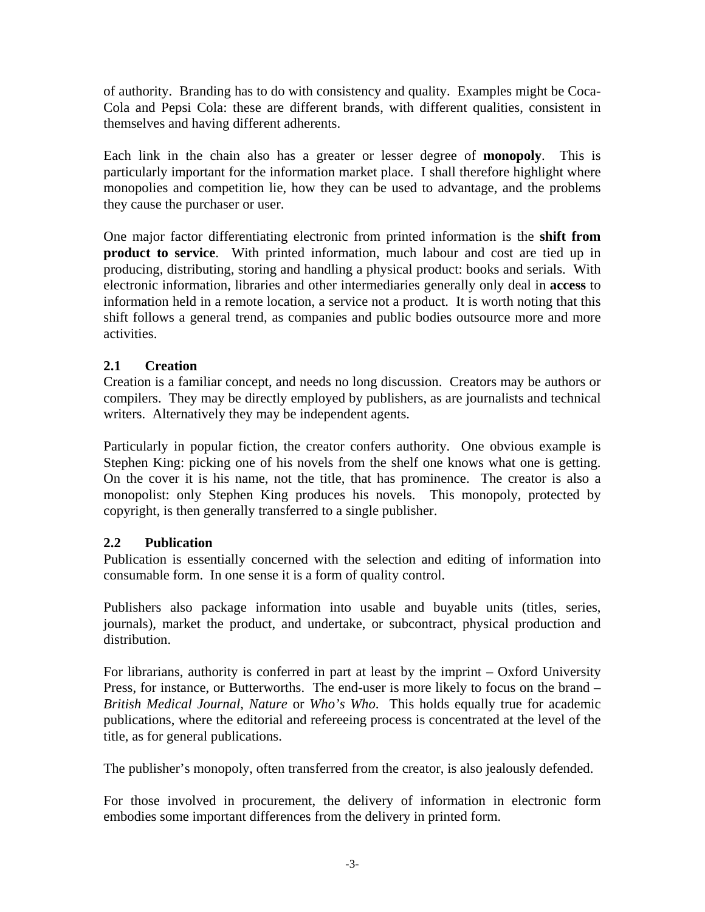of authority. Branding has to do with consistency and quality. Examples might be Coca-Cola and Pepsi Cola: these are different brands, with different qualities, consistent in themselves and having different adherents.

Each link in the chain also has a greater or lesser degree of **monopoly**. This is particularly important for the information market place. I shall therefore highlight where monopolies and competition lie, how they can be used to advantage, and the problems they cause the purchaser or user.

One major factor differentiating electronic from printed information is the **shift from product to service**. With printed information, much labour and cost are tied up in producing, distributing, storing and handling a physical product: books and serials. With electronic information, libraries and other intermediaries generally only deal in **access** to information held in a remote location, a service not a product. It is worth noting that this shift follows a general trend, as companies and public bodies outsource more and more activities.

### 2.1 Creation

Creation is a familiar concept, and needs no long discussion. Creators may be authors or compilers. They may be directly employed by publishers, as are journalists and technical writers. Alternatively they may be independent agents.

Particularly in popular fiction, the creator confers authority. One obvious example is Stephen King: picking one of his novels from the shelf one knows what one is getting. On the cover it is his name, not the title, that has prominence. The creator is also a monopolist: only Stephen King produces his novels. This monopoly, protected by copyright, is then generally transferred to a single publisher.

### 2.2 Publication

Publication is essentially concerned with the selection and editing of information into consumable form. In one sense it is a form of quality control.

Publishers also package information into usable and buyable units (titles, series, journals), market the product, and undertake, or subcontract, physical production and distribution.

For librarians, authority is conferred in part at least by the imprint – Oxford University Press, for instance, or Butterworths. The end-user is more likely to focus on the brand – *British Medical Journal*, *Nature* or *Who's Who*. This holds equally true for academic publications, where the editorial and refereeing process is concentrated at the level of the title, as for general publications.

The publisher's monopoly, often transferred from the creator, is also jealously defended.

For those involved in procurement, the delivery of information in electronic form embodies some important differences from the delivery in printed form.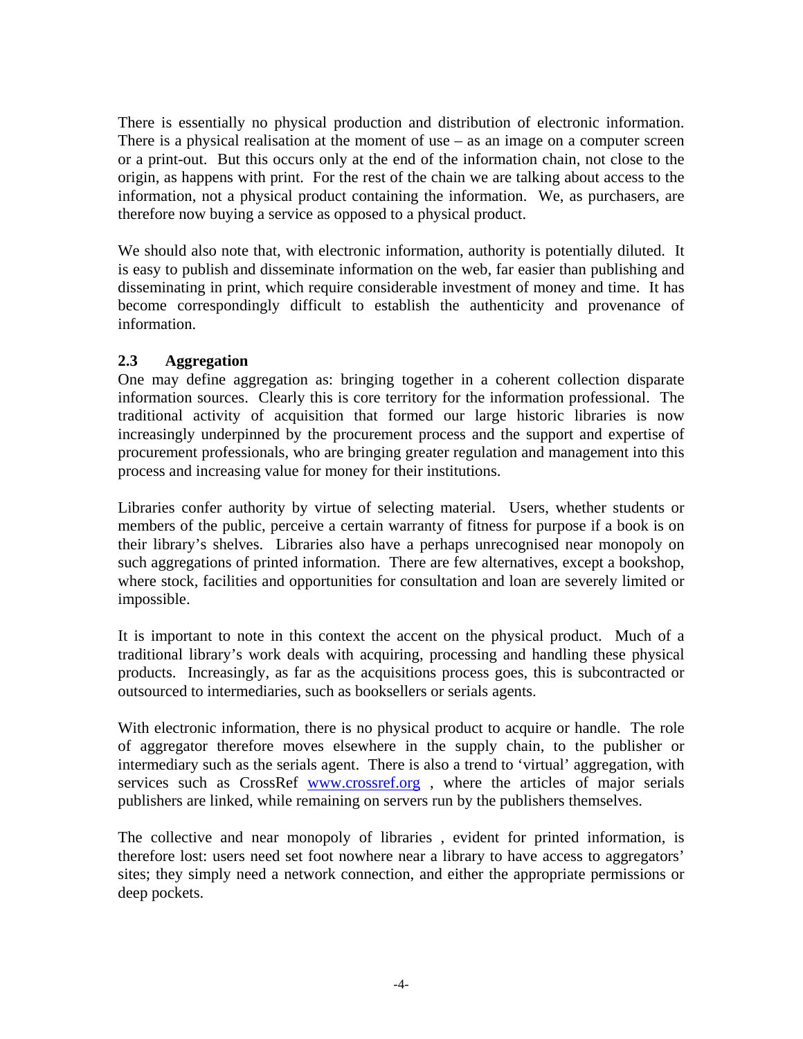There is essentially no physical production and distribution of electronic information. There is a physical realisation at the moment of use – as an image on a computer screen or a print-out. But this occurs only at the end of the information chain, not close to the origin, as happens with print. For the rest of the chain we are talking about access to the information, not a physical product containing the information. We, as purchasers, are therefore now buying a service as opposed to a physical product.

We should also note that, with electronic information, authority is potentially diluted. It is easy to publish and disseminate information on the web, far easier than publishing and disseminating in print, which require considerable investment of money and time. It has become correspondingly difficult to establish the authenticity and provenance of information.

### 2.3 Aggregation

One may define aggregation as: bringing together in a coherent collection disparate information sources. Clearly this is core territory for the information professional. The traditional activity of acquisition that formed our large historic libraries is now increasingly underpinned by the procurement process and the support and expertise of procurement professionals, who are bringing greater regulation and management into this process and increasing value for money for their institutions.

Libraries confer authority by virtue of selecting material. Users, whether students or members of the public, perceive a certain warranty of fitness for purpose if a book is on their library's shelves. Libraries also have a perhaps unrecognised near monopoly on such aggregations of printed information. There are few alternatives, except a bookshop, where stock, facilities and opportunities for consultation and loan are severely limited or impossible.

It is important to note in this context the accent on the physical product. Much of a traditional library's work deals with acquiring, processing and handling these physical products. Increasingly, as far as the acquisitions process goes, this is subcontracted or outsourced to intermediaries, such as booksellers or serials agents.

With electronic information, there is no physical product to acquire or handle. The role of aggregator therefore moves elsewhere in the supply chain, to the publisher or intermediary such as the serials agent. There is also a trend to 'virtual' aggregation, with services such as CrossRef [www.crossref.org](http://www.crossref.org) , where the articles of major serials publishers are linked, while remaining on servers run by the publishers themselves.

The collective and near monopoly of libraries , evident for printed information, is therefore lost: users need set foot nowhere near a library to have access to aggregators' sites; they simply need a network connection, and either the appropriate permissions or deep pockets.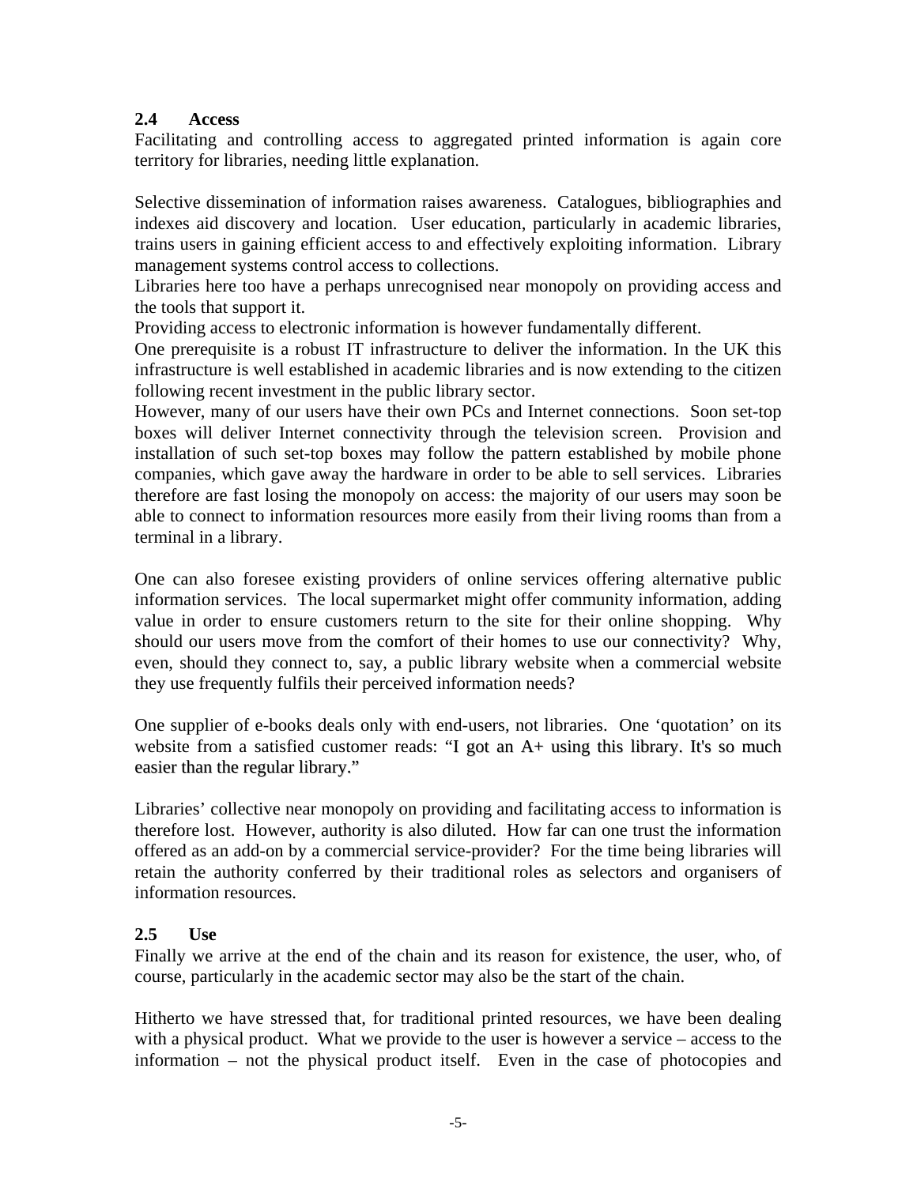### 2.4 Access

Facilitating and controlling access to aggregated printed information is again core territory for libraries, needing little explanation.

Selective dissemination of information raises awareness. Catalogues, bibliographies and indexes aid discovery and location. User education, particularly in academic libraries, trains users in gaining efficient access to and effectively exploiting information. Library management systems control access to collections.

Libraries here too have a perhaps unrecognised near monopoly on providing access and the tools that support it.

Providing access to electronic information is however fundamentally different.

One prerequisite is a robust IT infrastructure to deliver the information. In the UK this infrastructure is well established in academic libraries and is now extending to the citizen following recent investment in the public library sector.

However, many of our users have their own PCs and Internet connections. Soon set-top boxes will deliver Internet connectivity through the television screen. Provision and installation of such set-top boxes may follow the pattern established by mobile phone companies, which gave away the hardware in order to be able to sell services. Libraries therefore are fast losing the monopoly on access: the majority of our users may soon be able to connect to information resources more easily from their living rooms than from a terminal in a library.

One can also foresee existing providers of online services offering alternative public information services. The local supermarket might offer community information, adding value in order to ensure customers return to the site for their online shopping. Why should our users move from the comfort of their homes to use our connectivity? Why, even, should they connect to, say, a public library website when a commercial website they use frequently fulfils their perceived information needs?

One supplier of e-books deals only with end-users, not libraries. One 'quotation' on its website from a satisfied customer reads: "I got an A+ using this library. It's so much easier than the regular library."

Libraries' collective near monopoly on providing and facilitating access to information is therefore lost. However, authority is also diluted. How far can one trust the information offered as an add-on by a commercial service-provider? For the time being libraries will retain the authority conferred by their traditional roles as selectors and organisers of information resources.

### 2.5 Use

Finally we arrive at the end of the chain and its reason for existence, the user, who, of course, particularly in the academic sector may also be the start of the chain.

Hitherto we have stressed that, for traditional printed resources, we have been dealing with a physical product. What we provide to the user is however a service – access to the information – not the physical product itself. Even in the case of photocopies and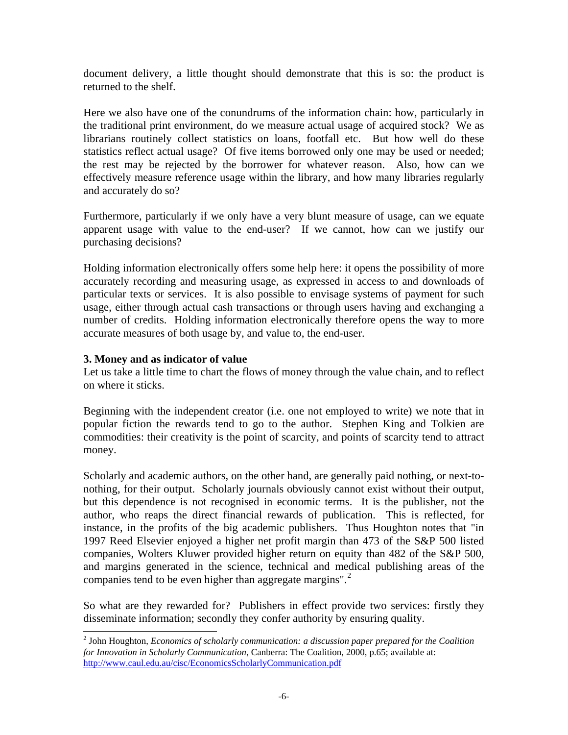document delivery, a little thought should demonstrate that this is so: the product is returned to the shelf.

Here we also have one of the conundrums of the information chain: how, particularly in the traditional print environment, do we measure actual usage of acquired stock? We as librarians routinely collect statistics on loans, footfall etc. But how well do these statistics reflect actual usage? Of five items borrowed only one may be used or needed; the rest may be rejected by the borrower for whatever reason. Also, how can we effectively measure reference usage within the library, and how many libraries regularly and accurately do so?

Furthermore, particularly if we only have a very blunt measure of usage, can we equate apparent usage with value to the end-user? If we cannot, how can we justify our purchasing decisions?

Holding information electronically offers some help here: it opens the possibility of more accurately recording and measuring usage, as expressed in access to and downloads of particular texts or services. It is also possible to envisage systems of payment for such usage, either through actual cash transactions or through users having and exchanging a number of credits. Holding information electronically therefore opens the way to more accurate measures of both usage by, and value to, the end-user.

### 3. Money and as indicator of value

Let us take a little time to chart the flows of money through the value chain, and to reflect on where it sticks.

Beginning with the independent creator (i.e. one not employed to write) we note that in popular fiction the rewards tend to go to the author. Stephen King and Tolkien are commodities: their creativity is the point of scarcity, and points of scarcity tend to attract money.

Scholarly and academic authors, on the other hand, are generally paid nothing, or next-to-nothing, for their output. Scholarly journals obviously cannot exist without their output, but this dependence is not recognised in economic terms. It is the publisher, not the author, who reaps the direct financial rewards of publication. This is reflected, for instance, in the profits of the big academic publishers. Thus Houghton notes that "in 1997 Reed Elsevier enjoyed a higher net profit margin than 473 of the S&P 500 listed companies, Wolters Kluwer provided higher return on equity than 482 of the S&P 500, and margins generated in the science, technical and medical publishing areas of the companies tend to be even higher than aggregate margins".[2]

So what are they rewarded for? Publishers in effect provide two services: firstly they disseminate information; secondly they confer authority by ensuring quality.

---

[2] John Houghton, *Economics of scholarly communication: a discussion paper prepared for the Coalition for Innovation in Scholarly Communication*, Canberra: The Coalition, 2000, p.65; available at: http://www.caul.edu.au/cisc/EconomicsScholarlyCommunication.pdf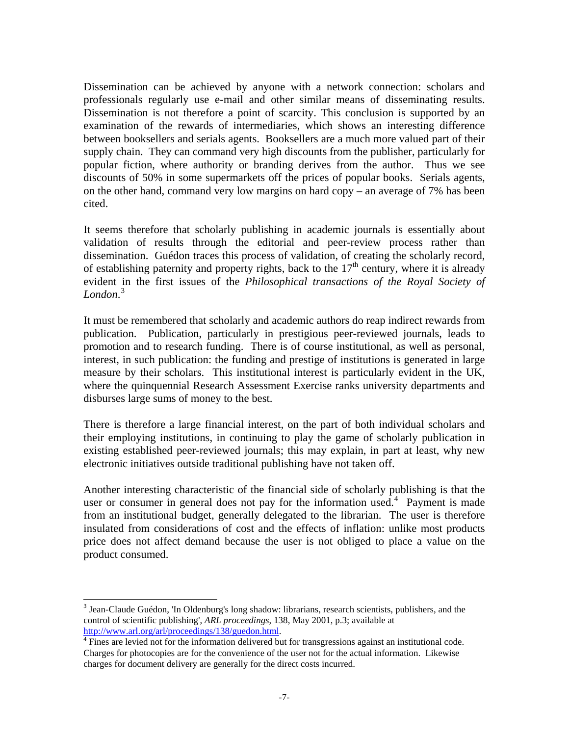Dissemination can be achieved by anyone with a network connection: scholars and professionals regularly use e-mail and other similar means of disseminating results. Dissemination is not therefore a point of scarcity. This conclusion is supported by an examination of the rewards of intermediaries, which shows an interesting difference between booksellers and serials agents. Booksellers are a much more valued part of their supply chain. They can command very high discounts from the publisher, particularly for popular fiction, where authority or branding derives from the author. Thus we see discounts of 50% in some supermarkets off the prices of popular books. Serials agents, on the other hand, command very low margins on hard copy – an average of 7% has been cited.

It seems therefore that scholarly publishing in academic journals is essentially about validation of results through the editorial and peer-review process rather than dissemination. Guédon traces this process of validation, of creating the scholarly record, of establishing paternity and property rights, back to the $17^{th}$ century, where it is already evident in the first issues of the *Philosophical transactions of the Royal Society of London*.[3]

It must be remembered that scholarly and academic authors do reap indirect rewards from publication. Publication, particularly in prestigious peer-reviewed journals, leads to promotion and to research funding. There is of course institutional, as well as personal, interest, in such publication: the funding and prestige of institutions is generated in large measure by their scholars. This institutional interest is particularly evident in the UK, where the quinquennial Research Assessment Exercise ranks university departments and disburses large sums of money to the best.

There is therefore a large financial interest, on the part of both individual scholars and their employing institutions, in continuing to play the game of scholarly publication in existing established peer-reviewed journals; this may explain, in part at least, why new electronic initiatives outside traditional publishing have not taken off.

Another interesting characteristic of the financial side of scholarly publishing is that the user or consumer in general does not pay for the information used.[4] Payment is made from an institutional budget, generally delegated to the librarian. The user is therefore insulated from considerations of cost and the effects of inflation: unlike most products price does not affect demand because the user is not obliged to place a value on the product consumed.

---

[3] Jean-Claude Guédon, 'In Oldenburg's long shadow: librarians, research scientists, publishers, and the control of scientific publishing', *ARL proceedings*, 138, May 2001, p.3; available at http://www.arl.org/arl/proceedings/138/guedon.html.

[4] Fines are levied not for the information delivered but for transgressions against an institutional code. Charges for photocopies are for the convenience of the user not for the actual information. Likewise charges for document delivery are generally for the direct costs incurred.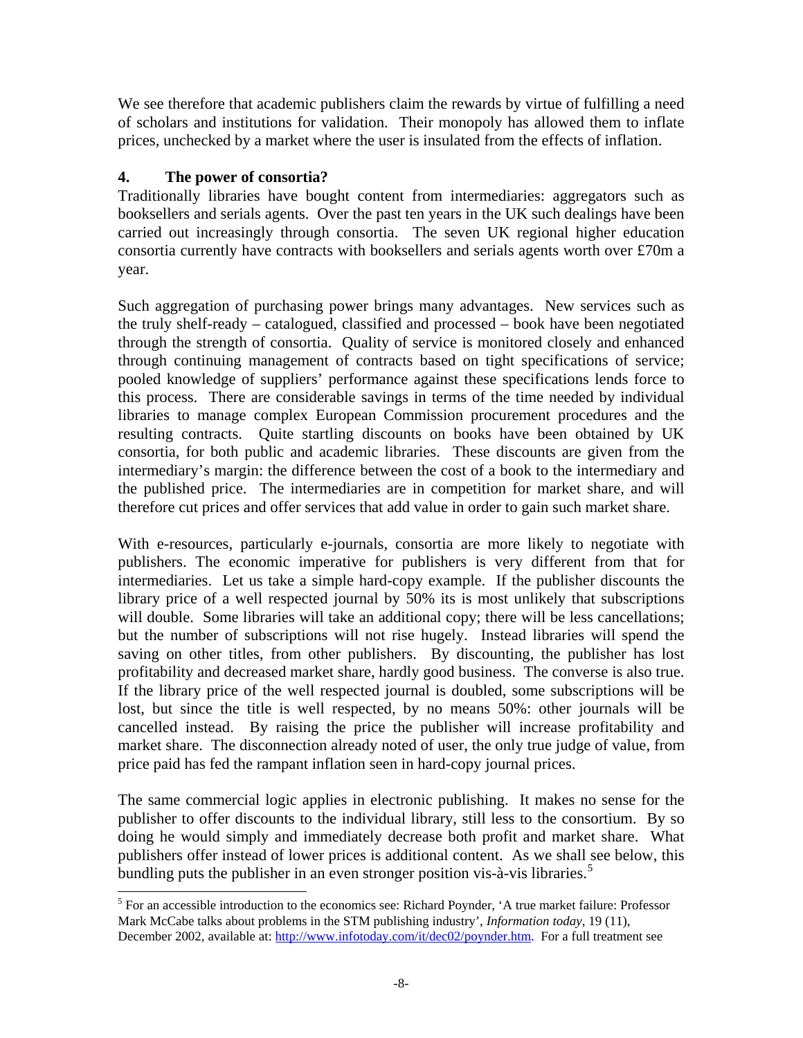We see therefore that academic publishers claim the rewards by virtue of fulfilling a need of scholars and institutions for validation. Their monopoly has allowed them to inflate prices, unchecked by a market where the user is insulated from the effects of inflation.

## 4. The power of consortia?

Traditionally libraries have bought content from intermediaries: aggregators such as booksellers and serials agents. Over the past ten years in the UK such dealings have been carried out increasingly through consortia. The seven UK regional higher education consortia currently have contracts with booksellers and serials agents worth over £70m a year.

Such aggregation of purchasing power brings many advantages. New services such as the truly shelf-ready – catalogued, classified and processed – book have been negotiated through the strength of consortia. Quality of service is monitored closely and enhanced through continuing management of contracts based on tight specifications of service; pooled knowledge of suppliers' performance against these specifications lends force to this process. There are considerable savings in terms of the time needed by individual libraries to manage complex European Commission procurement procedures and the resulting contracts. Quite startling discounts on books have been obtained by UK consortia, for both public and academic libraries. These discounts are given from the intermediary's margin: the difference between the cost of a book to the intermediary and the published price. The intermediaries are in competition for market share, and will therefore cut prices and offer services that add value in order to gain such market share.

With e-resources, particularly e-journals, consortia are more likely to negotiate with publishers. The economic imperative for publishers is very different from that for intermediaries. Let us take a simple hard-copy example. If the publisher discounts the library price of a well respected journal by 50% its is most unlikely that subscriptions will double. Some libraries will take an additional copy; there will be less cancellations; but the number of subscriptions will not rise hugely. Instead libraries will spend the saving on other titles, from other publishers. By discounting, the publisher has lost profitability and decreased market share, hardly good business. The converse is also true. If the library price of the well respected journal is doubled, some subscriptions will be lost, but since the title is well respected, by no means 50%: other journals will be cancelled instead. By raising the price the publisher will increase profitability and market share. The disconnection already noted of user, the only true judge of value, from price paid has fed the rampant inflation seen in hard-copy journal prices.

The same commercial logic applies in electronic publishing. It makes no sense for the publisher to offer discounts to the individual library, still less to the consortium. By so doing he would simply and immediately decrease both profit and market share. What publishers offer instead of lower prices is additional content. As we shall see below, this bundling puts the publisher in an even stronger position vis-à-vis libraries.[5]

---

[5] For an accessible introduction to the economics see: Richard Poynder, 'A true market failure: Professor Mark McCabe talks about problems in the STM publishing industry', *Information today*, 19 (11), December 2002, available at: http://www.infotoday.com/it/dec02/poynder.htm. For a full treatment see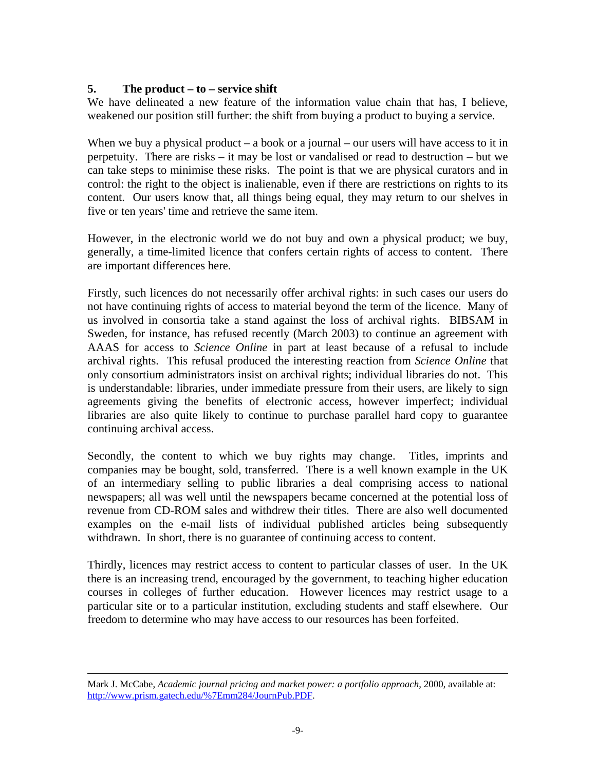## 5. The product – to – service shift

We have delineated a new feature of the information value chain that has, I believe, weakened our position still further: the shift from buying a product to buying a service.

When we buy a physical product – a book or a journal – our users will have access to it in perpetuity. There are risks – it may be lost or vandalised or read to destruction – but we can take steps to minimise these risks. The point is that we are physical curators and in control: the right to the object is inalienable, even if there are restrictions on rights to its content. Our users know that, all things being equal, they may return to our shelves in five or ten years' time and retrieve the same item.

However, in the electronic world we do not buy and own a physical product; we buy, generally, a time-limited licence that confers certain rights of access to content. There are important differences here.

Firstly, such licences do not necessarily offer archival rights: in such cases our users do not have continuing rights of access to material beyond the term of the licence. Many of us involved in consortia take a stand against the loss of archival rights. BIBSAM in Sweden, for instance, has refused recently (March 2003) to continue an agreement with AAAS for access to *Science Online* in part at least because of a refusal to include archival rights. This refusal produced the interesting reaction from *Science Online* that only consortium administrators insist on archival rights; individual libraries do not. This is understandable: libraries, under immediate pressure from their users, are likely to sign agreements giving the benefits of electronic access, however imperfect; individual libraries are also quite likely to continue to purchase parallel hard copy to guarantee continuing archival access.

Secondly, the content to which we buy rights may change. Titles, imprints and companies may be bought, sold, transferred. There is a well known example in the UK of an intermediary selling to public libraries a deal comprising access to national newspapers; all was well until the newspapers became concerned at the potential loss of revenue from CD-ROM sales and withdrew their titles. There are also well documented examples on the e-mail lists of individual published articles being subsequently withdrawn. In short, there is no guarantee of continuing access to content.

Thirdly, licences may restrict access to content to particular classes of user. In the UK there is an increasing trend, encouraged by the government, to teaching higher education courses in colleges of further education. However licences may restrict usage to a particular site or to a particular institution, excluding students and staff elsewhere. Our freedom to determine who may have access to our resources has been forfeited.

---

Mark J. McCabe, *Academic journal pricing and market power: a portfolio approach*, 2000, available at: http://www.prism.gatech.edu/%7Emm284/JournPub.PDF.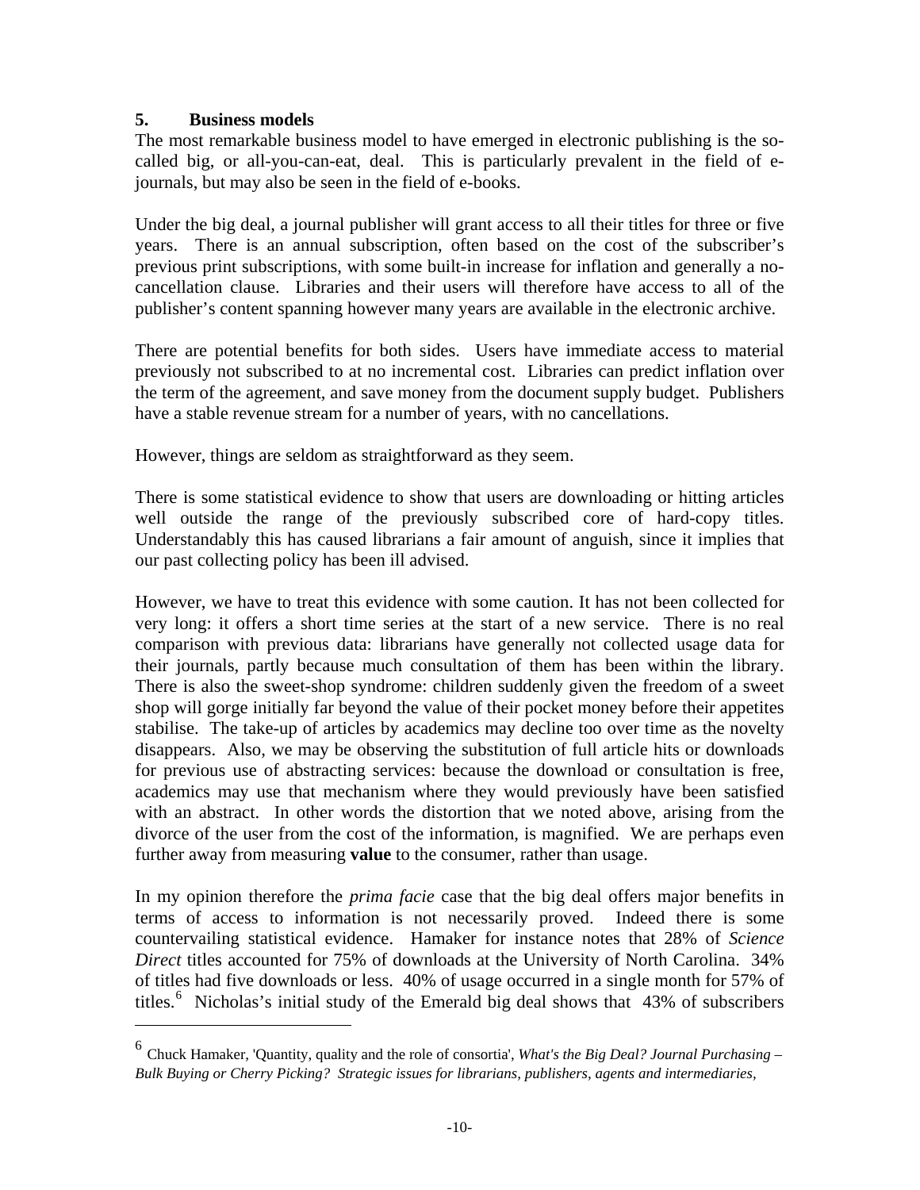## 5. Business models

The most remarkable business model to have emerged in electronic publishing is the so-called big, or all-you-can-eat, deal. This is particularly prevalent in the field of e-journals, but may also be seen in the field of e-books.

Under the big deal, a journal publisher will grant access to all their titles for three or five years. There is an annual subscription, often based on the cost of the subscriber's previous print subscriptions, with some built-in increase for inflation and generally a no-cancellation clause. Libraries and their users will therefore have access to all of the publisher's content spanning however many years are available in the electronic archive.

There are potential benefits for both sides. Users have immediate access to material previously not subscribed to at no incremental cost. Libraries can predict inflation over the term of the agreement, and save money from the document supply budget. Publishers have a stable revenue stream for a number of years, with no cancellations.

However, things are seldom as straightforward as they seem.

There is some statistical evidence to show that users are downloading or hitting articles well outside the range of the previously subscribed core of hard-copy titles. Understandably this has caused librarians a fair amount of anguish, since it implies that our past collecting policy has been ill advised.

However, we have to treat this evidence with some caution. It has not been collected for very long: it offers a short time series at the start of a new service. There is no real comparison with previous data: librarians have generally not collected usage data for their journals, partly because much consultation of them has been within the library. There is also the sweet-shop syndrome: children suddenly given the freedom of a sweet shop will gorge initially far beyond the value of their pocket money before their appetites stabilise. The take-up of articles by academics may decline too over time as the novelty disappears. Also, we may be observing the substitution of full article hits or downloads for previous use of abstracting services: because the download or consultation is free, academics may use that mechanism where they would previously have been satisfied with an abstract. In other words the distortion that we noted above, arising from the divorce of the user from the cost of the information, is magnified. We are perhaps even further away from measuring **value** to the consumer, rather than usage.

In my opinion therefore the *prima facie* case that the big deal offers major benefits in terms of access to information is not necessarily proved. Indeed there is some countervailing statistical evidence. Hamaker for instance notes that 28% of *Science Direct* titles accounted for 75% of downloads at the University of North Carolina. 34% of titles had five downloads or less. 40% of usage occurred in a single month for 57% of titles.[6] Nicholas's initial study of the Emerald big deal shows that 43% of subscribers

---

[6] Chuck Hamaker, 'Quantity, quality and the role of consortia', *What's the Big Deal? Journal Purchasing – Bulk Buying or Cherry Picking? Strategic issues for librarians, publishers, agents and intermediaries*,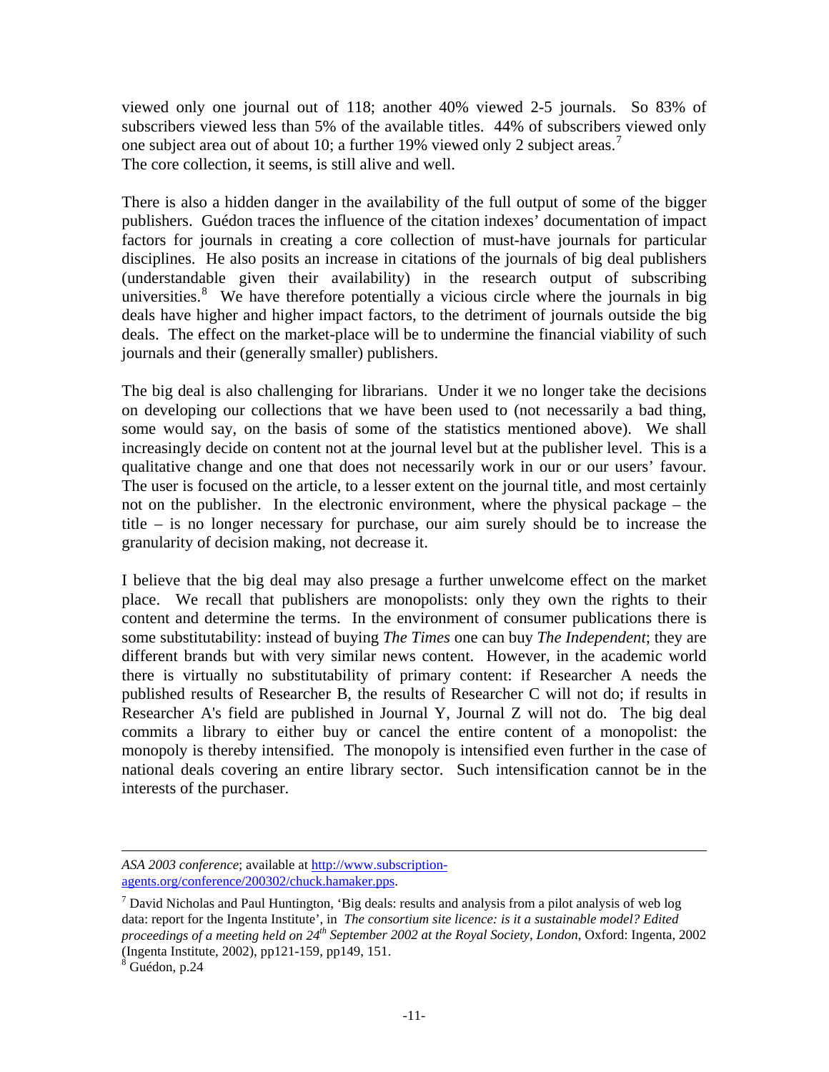viewed only one journal out of 118; another 40% viewed 2-5 journals. So 83% of subscribers viewed less than 5% of the available titles. 44% of subscribers viewed only one subject area out of about 10; a further 19% viewed only 2 subject areas.[7]
The core collection, it seems, is still alive and well.

There is also a hidden danger in the availability of the full output of some of the bigger publishers. Guédon traces the influence of the citation indexes' documentation of impact factors for journals in creating a core collection of must-have journals for particular disciplines. He also posits an increase in citations of the journals of big deal publishers (understandable given their availability) in the research output of subscribing universities.[8] We have therefore potentially a vicious circle where the journals in big deals have higher and higher impact factors, to the detriment of journals outside the big deals. The effect on the market-place will be to undermine the financial viability of such journals and their (generally smaller) publishers.

The big deal is also challenging for librarians. Under it we no longer take the decisions on developing our collections that we have been used to (not necessarily a bad thing, some would say, on the basis of some of the statistics mentioned above). We shall increasingly decide on content not at the journal level but at the publisher level. This is a qualitative change and one that does not necessarily work in our or our users' favour. The user is focused on the article, to a lesser extent on the journal title, and most certainly not on the publisher. In the electronic environment, where the physical package – the title – is no longer necessary for purchase, our aim surely should be to increase the granularity of decision making, not decrease it.

I believe that the big deal may also presage a further unwelcome effect on the market place. We recall that publishers are monopolists: only they own the rights to their content and determine the terms. In the environment of consumer publications there is some substitutability: instead of buying *The Times* one can buy *The Independent*; they are different brands but with very similar news content. However, in the academic world there is virtually no substitutability of primary content: if Researcher A needs the published results of Researcher B, the results of Researcher C will not do; if results in Researcher A's field are published in Journal Y, Journal Z will not do. The big deal commits a library to either buy or cancel the entire content of a monopolist: the monopoly is thereby intensified. The monopoly is intensified even further in the case of national deals covering an entire library sector. Such intensification cannot be in the interests of the purchaser.

---

*ASA 2003 conference*; available at http://www.subscription-agents.org/conference/200302/chuck.hamaker.pps.

[7] David Nicholas and Paul Huntington, 'Big deals: results and analysis from a pilot analysis of web log data: report for the Ingenta Institute', in *The consortium site licence: is it a sustainable model? Edited proceedings of a meeting held on 24th September 2002 at the Royal Society, London*, Oxford: Ingenta, 2002 (Ingenta Institute, 2002), pp121-159, pp149, 151.

[8] Guédon, p.24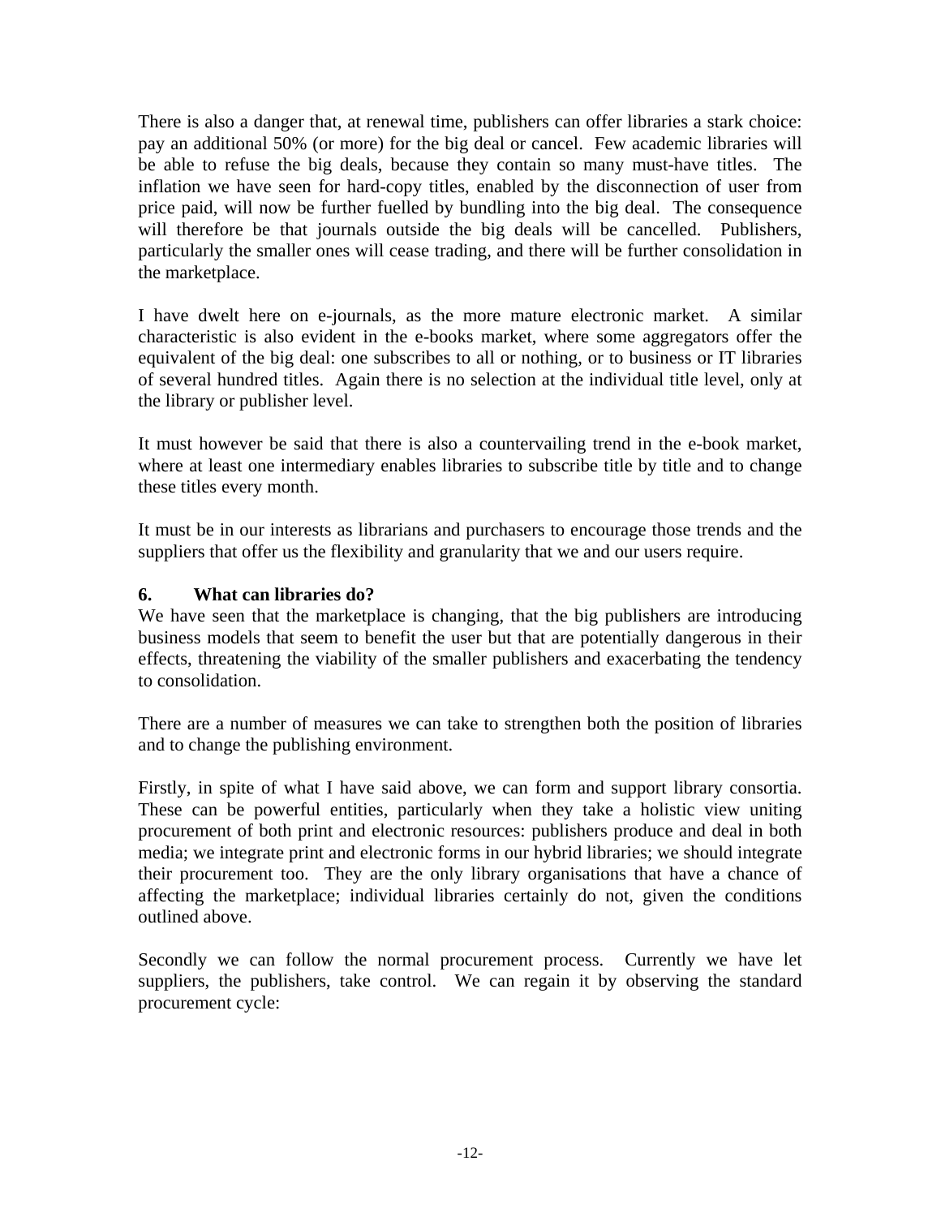There is also a danger that, at renewal time, publishers can offer libraries a stark choice: pay an additional 50% (or more) for the big deal or cancel. Few academic libraries will be able to refuse the big deals, because they contain so many must-have titles. The inflation we have seen for hard-copy titles, enabled by the disconnection of user from price paid, will now be further fuelled by bundling into the big deal. The consequence will therefore be that journals outside the big deals will be cancelled. Publishers, particularly the smaller ones will cease trading, and there will be further consolidation in the marketplace.

I have dwelt here on e-journals, as the more mature electronic market. A similar characteristic is also evident in the e-books market, where some aggregators offer the equivalent of the big deal: one subscribes to all or nothing, or to business or IT libraries of several hundred titles. Again there is no selection at the individual title level, only at the library or publisher level.

It must however be said that there is also a countervailing trend in the e-book market, where at least one intermediary enables libraries to subscribe title by title and to change these titles every month.

It must be in our interests as librarians and purchasers to encourage those trends and the suppliers that offer us the flexibility and granularity that we and our users require.

## 6. What can libraries do?

We have seen that the marketplace is changing, that the big publishers are introducing business models that seem to benefit the user but that are potentially dangerous in their effects, threatening the viability of the smaller publishers and exacerbating the tendency to consolidation.

There are a number of measures we can take to strengthen both the position of libraries and to change the publishing environment.

Firstly, in spite of what I have said above, we can form and support library consortia. These can be powerful entities, particularly when they take a holistic view uniting procurement of both print and electronic resources: publishers produce and deal in both media; we integrate print and electronic forms in our hybrid libraries; we should integrate their procurement too. They are the only library organisations that have a chance of affecting the marketplace; individual libraries certainly do not, given the conditions outlined above.

Secondly we can follow the normal procurement process. Currently we have let suppliers, the publishers, take control. We can regain it by observing the standard procurement cycle: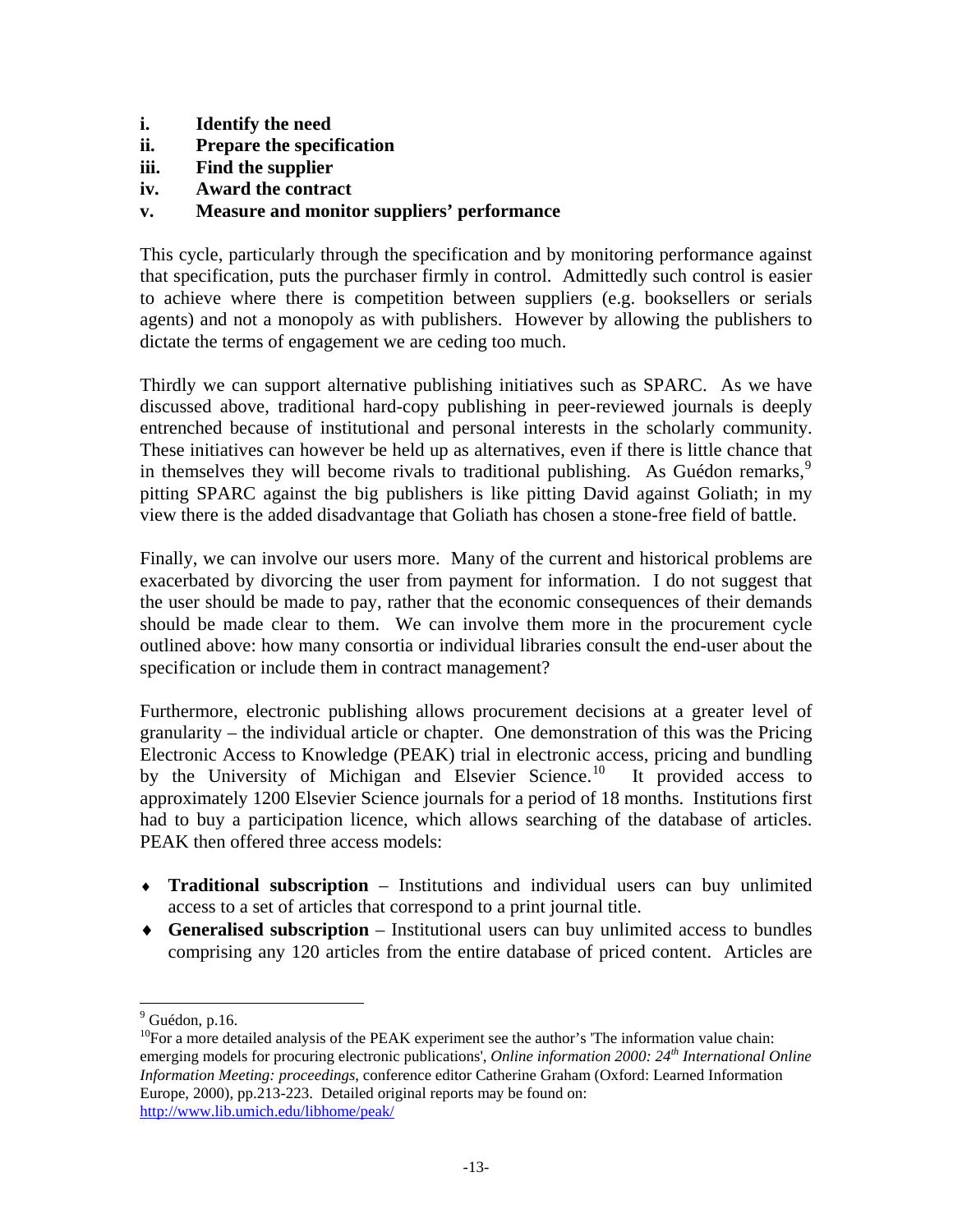i. **Identify the need**
ii. **Prepare the specification**
iii. **Find the supplier**
iv. **Award the contract**
v. **Measure and monitor suppliers' performance**

This cycle, particularly through the specification and by monitoring performance against that specification, puts the purchaser firmly in control. Admittedly such control is easier to achieve where there is competition between suppliers (e.g. booksellers or serials agents) and not a monopoly as with publishers. However by allowing the publishers to dictate the terms of engagement we are ceding too much.

Thirdly we can support alternative publishing initiatives such as SPARC. As we have discussed above, traditional hard-copy publishing in peer-reviewed journals is deeply entrenched because of institutional and personal interests in the scholarly community. These initiatives can however be held up as alternatives, even if there is little chance that in themselves they will become rivals to traditional publishing. As Guédon remarks,[9] pitting SPARC against the big publishers is like pitting David against Goliath; in my view there is the added disadvantage that Goliath has chosen a stone-free field of battle.

Finally, we can involve our users more. Many of the current and historical problems are exacerbated by divorcing the user from payment for information. I do not suggest that the user should be made to pay, rather that the economic consequences of their demands should be made clear to them. We can involve them more in the procurement cycle outlined above: how many consortia or individual libraries consult the end-user about the specification or include them in contract management?

Furthermore, electronic publishing allows procurement decisions at a greater level of granularity – the individual article or chapter. One demonstration of this was the Pricing Electronic Access to Knowledge (PEAK) trial in electronic access, pricing and bundling by the University of Michigan and Elsevier Science.[10] It provided access to approximately 1200 Elsevier Science journals for a period of 18 months. Institutions first had to buy a participation licence, which allows searching of the database of articles. PEAK then offered three access models:

- **Traditional subscription** – Institutions and individual users can buy unlimited access to a set of articles that correspond to a print journal title.
- **Generalised subscription** – Institutional users can buy unlimited access to bundles comprising any 120 articles from the entire database of priced content. Articles are

---

[9] Guédon, p.16.

[10] For a more detailed analysis of the PEAK experiment see the author's 'The information value chain: emerging models for procuring electronic publications', *Online information 2000: 24th International Online Information Meeting: proceedings*, conference editor Catherine Graham (Oxford: Learned Information Europe, 2000), pp.213-223. Detailed original reports may be found on: http://www.lib.umich.edu/libhome/peak/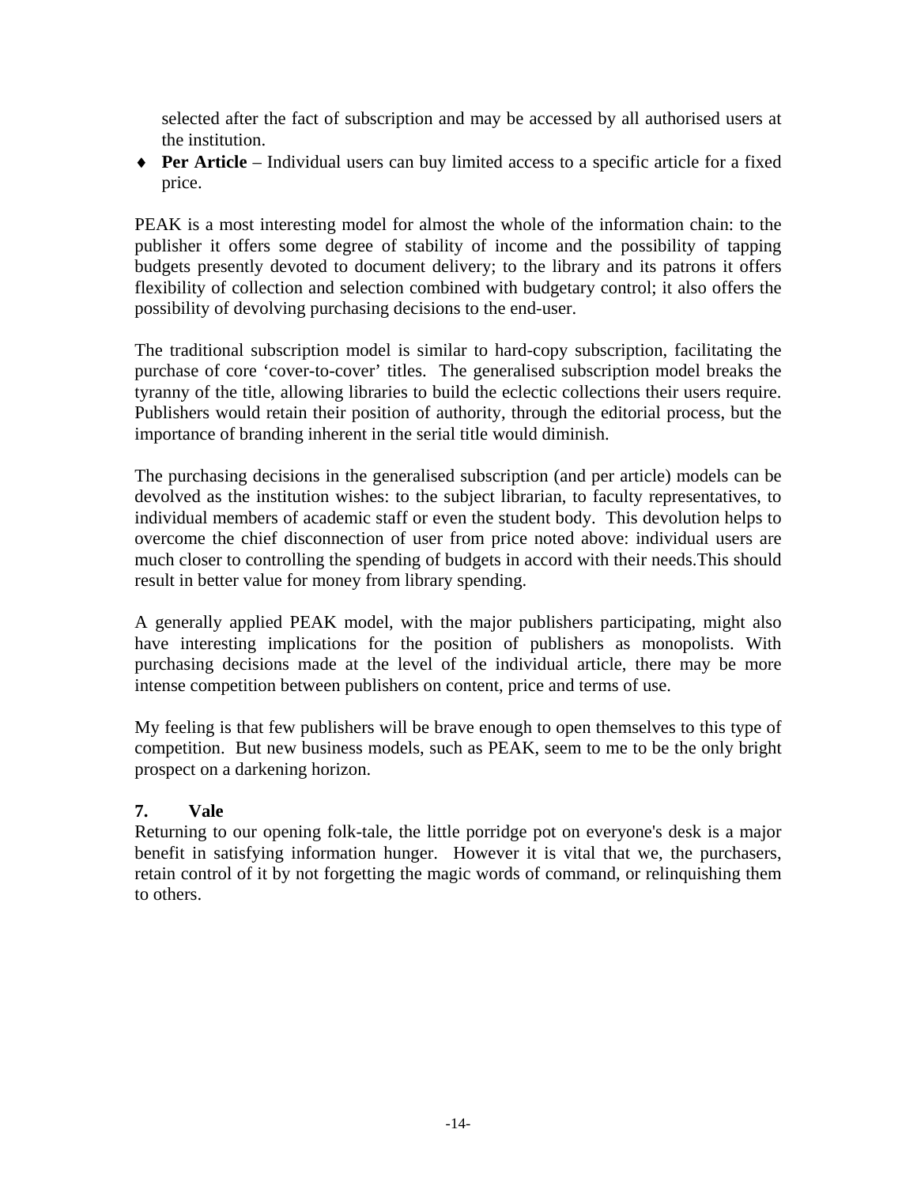selected after the fact of subscription and may be accessed by all authorised users at the institution.

- **Per Article** – Individual users can buy limited access to a specific article for a fixed price.

PEAK is a most interesting model for almost the whole of the information chain: to the publisher it offers some degree of stability of income and the possibility of tapping budgets presently devoted to document delivery; to the library and its patrons it offers flexibility of collection and selection combined with budgetary control; it also offers the possibility of devolving purchasing decisions to the end-user.

The traditional subscription model is similar to hard-copy subscription, facilitating the purchase of core 'cover-to-cover' titles. The generalised subscription model breaks the tyranny of the title, allowing libraries to build the eclectic collections their users require. Publishers would retain their position of authority, through the editorial process, but the importance of branding inherent in the serial title would diminish.

The purchasing decisions in the generalised subscription (and per article) models can be devolved as the institution wishes: to the subject librarian, to faculty representatives, to individual members of academic staff or even the student body. This devolution helps to overcome the chief disconnection of user from price noted above: individual users are much closer to controlling the spending of budgets in accord with their needs.This should result in better value for money from library spending.

A generally applied PEAK model, with the major publishers participating, might also have interesting implications for the position of publishers as monopolists. With purchasing decisions made at the level of the individual article, there may be more intense competition between publishers on content, price and terms of use.

My feeling is that few publishers will be brave enough to open themselves to this type of competition. But new business models, such as PEAK, seem to me to be the only bright prospect on a darkening horizon.

## 7. Vale

Returning to our opening folk-tale, the little porridge pot on everyone's desk is a major benefit in satisfying information hunger. However it is vital that we, the purchasers, retain control of it by not forgetting the magic words of command, or relinquishing them to others.